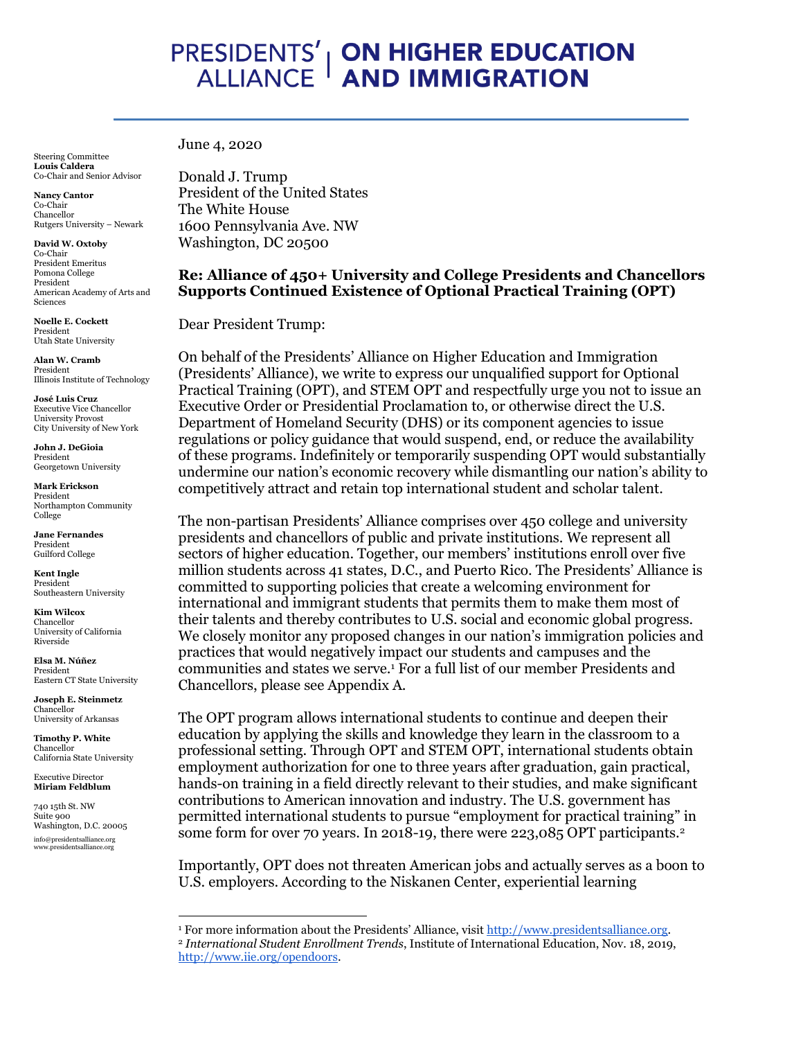# PRESIDENTS' ALLIANCE | ON HIGHER EDUCATION AND IMMIGRATION

Steering Committee
**Louis Caldera**
Co-Chair and Senior Advisor

**Nancy Cantor**
Co-Chair
Chancellor
Rutgers University – Newark

**David W. Oxtoby**
Co-Chair
President Emeritus
Pomona College
President
American Academy of Arts and Sciences

**Noelle E. Cockett**
President
Utah State University

**Alan W. Cramb**
President
Illinois Institute of Technology

**José Luis Cruz**
Executive Vice Chancellor
University Provost
City University of New York

**John J. DeGioia**
President
Georgetown University

**Mark Erickson**
President
Northampton Community College

**Jane Fernandes**
President
Guilford College

**Kent Ingle**
President
Southeastern University

**Kim Wilcox**
Chancellor
University of California Riverside

**Elsa M. Núñez**
President
Eastern CT State University

**Joseph E. Steinmetz**
Chancellor
University of Arkansas

**Timothy P. White**
Chancellor
California State University

Executive Director
**Miriam Feldblum**

740 15th St. NW
Suite 900
Washington, D.C. 20005
info@presidentsalliance.org
www.presidentsalliance.org

June 4, 2020

Donald J. Trump
President of the United States
The White House
1600 Pennsylvania Ave. NW
Washington, DC 20500

**Re: Alliance of 450+ University and College Presidents and Chancellors Supports Continued Existence of Optional Practical Training (OPT)**

Dear President Trump:

On behalf of the Presidents' Alliance on Higher Education and Immigration (Presidents' Alliance), we write to express our unqualified support for Optional Practical Training (OPT), and STEM OPT and respectfully urge you not to issue an Executive Order or Presidential Proclamation to, or otherwise direct the U.S. Department of Homeland Security (DHS) or its component agencies to issue regulations or policy guidance that would suspend, end, or reduce the availability of these programs. Indefinitely or temporarily suspending OPT would substantially undermine our nation's economic recovery while dismantling our nation's ability to competitively attract and retain top international student and scholar talent.

The non-partisan Presidents' Alliance comprises over 450 college and university presidents and chancellors of public and private institutions. We represent all sectors of higher education. Together, our members' institutions enroll over five million students across 41 states, D.C., and Puerto Rico. The Presidents' Alliance is committed to supporting policies that create a welcoming environment for international and immigrant students that permits them to make them most of their talents and thereby contributes to U.S. social and economic global progress. We closely monitor any proposed changes in our nation's immigration policies and practices that would negatively impact our students and campuses and the communities and states we serve.[1] For a full list of our member Presidents and Chancellors, please see Appendix A.

The OPT program allows international students to continue and deepen their education by applying the skills and knowledge they learn in the classroom to a professional setting. Through OPT and STEM OPT, international students obtain employment authorization for one to three years after graduation, gain practical, hands-on training in a field directly relevant to their studies, and make significant contributions to American innovation and industry. The U.S. government has permitted international students to pursue "employment for practical training" in some form for over 70 years. In 2018-19, there were 223,085 OPT participants.[2]

Importantly, OPT does not threaten American jobs and actually serves as a boon to U.S. employers. According to the Niskanen Center, experiential learning

[1] For more information about the Presidents' Alliance, visit http://www.presidentsalliance.org.
[2] *International Student Enrollment Trends*, Institute of International Education, Nov. 18, 2019, http://www.iie.org/opendoors.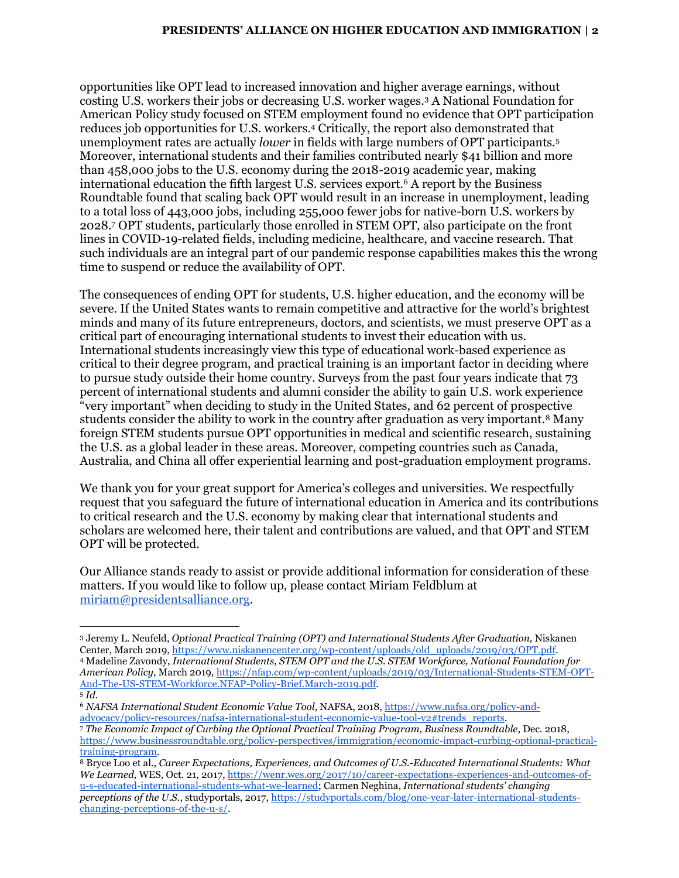opportunities like OPT lead to increased innovation and higher average earnings, without costing U.S. workers their jobs or decreasing U.S. worker wages.[3] A National Foundation for American Policy study focused on STEM employment found no evidence that OPT participation reduces job opportunities for U.S. workers.[4] Critically, the report also demonstrated that unemployment rates are actually *lower* in fields with large numbers of OPT participants.[5] Moreover, international students and their families contributed nearly $41 billion and more than 458,000 jobs to the U.S. economy during the 2018-2019 academic year, making international education the fifth largest U.S. services export.[6] A report by the Business Roundtable found that scaling back OPT would result in an increase in unemployment, leading to a total loss of 443,000 jobs, including 255,000 fewer jobs for native-born U.S. workers by 2028.[7] OPT students, particularly those enrolled in STEM OPT, also participate on the front lines in COVID-19-related fields, including medicine, healthcare, and vaccine research. That such individuals are an integral part of our pandemic response capabilities makes this the wrong time to suspend or reduce the availability of OPT.

The consequences of ending OPT for students, U.S. higher education, and the economy will be severe. If the United States wants to remain competitive and attractive for the world's brightest minds and many of its future entrepreneurs, doctors, and scientists, we must preserve OPT as a critical part of encouraging international students to invest their education with us. International students increasingly view this type of educational work-based experience as critical to their degree program, and practical training is an important factor in deciding where to pursue study outside their home country. Surveys from the past four years indicate that 73 percent of international students and alumni consider the ability to gain U.S. work experience "very important" when deciding to study in the United States, and 62 percent of prospective students consider the ability to work in the country after graduation as very important.[8] Many foreign STEM students pursue OPT opportunities in medical and scientific research, sustaining the U.S. as a global leader in these areas. Moreover, competing countries such as Canada, Australia, and China all offer experiential learning and post-graduation employment programs.

We thank you for your great support for America's colleges and universities. We respectfully request that you safeguard the future of international education in America and its contributions to critical research and the U.S. economy by making clear that international students and scholars are welcomed here, their talent and contributions are valued, and that OPT and STEM OPT will be protected.

Our Alliance stands ready to assist or provide additional information for consideration of these matters. If you would like to follow up, please contact Miriam Feldblum at [miriam@presidentsalliance.org](mailto:miriam@presidentsalliance.org).

---

[3] Jeremy L. Neufeld, *Optional Practical Training (OPT) and International Students After Graduation,* Niskanen Center, March 2019, https://www.niskanencenter.org/wp-content/uploads/old_uploads/2019/03/OPT.pdf.

[4] Madeline Zavondy, *International Students, STEM OPT and the U.S. STEM Workforce, National Foundation for American Policy*, March 2019, https://nfap.com/wp-content/uploads/2019/03/International-Students-STEM-OPT-And-The-US-STEM-Workforce.NFAP-Policy-Brief.March-2019.pdf.

[5] *Id.*

[6] *NAFSA International Student Economic Value Tool*, NAFSA, 2018, https://www.nafsa.org/policy-and-advocacy/policy-resources/nafsa-international-student-economic-value-tool-v2#trends_reports.

[7] *The Economic Impact of Curbing the Optional Practical Training Program, Business Roundtable*, Dec. 2018, https://www.businessroundtable.org/policy-perspectives/immigration/economic-impact-curbing-optional-practical-training-program.

[8] Bryce Loo et al., *Career Expectations, Experiences, and Outcomes of U.S.-Educated International Students: What We Learned*, WES, Oct. 21, 2017, https://wenr.wes.org/2017/10/career-expectations-experiences-and-outcomes-of-u-s-educated-international-students-what-we-learned; Carmen Neghina, *International students' changing perceptions of the U.S.*, studyportals, 2017, https://studyportals.com/blog/one-year-later-international-students-changing-perceptions-of-the-u-s/.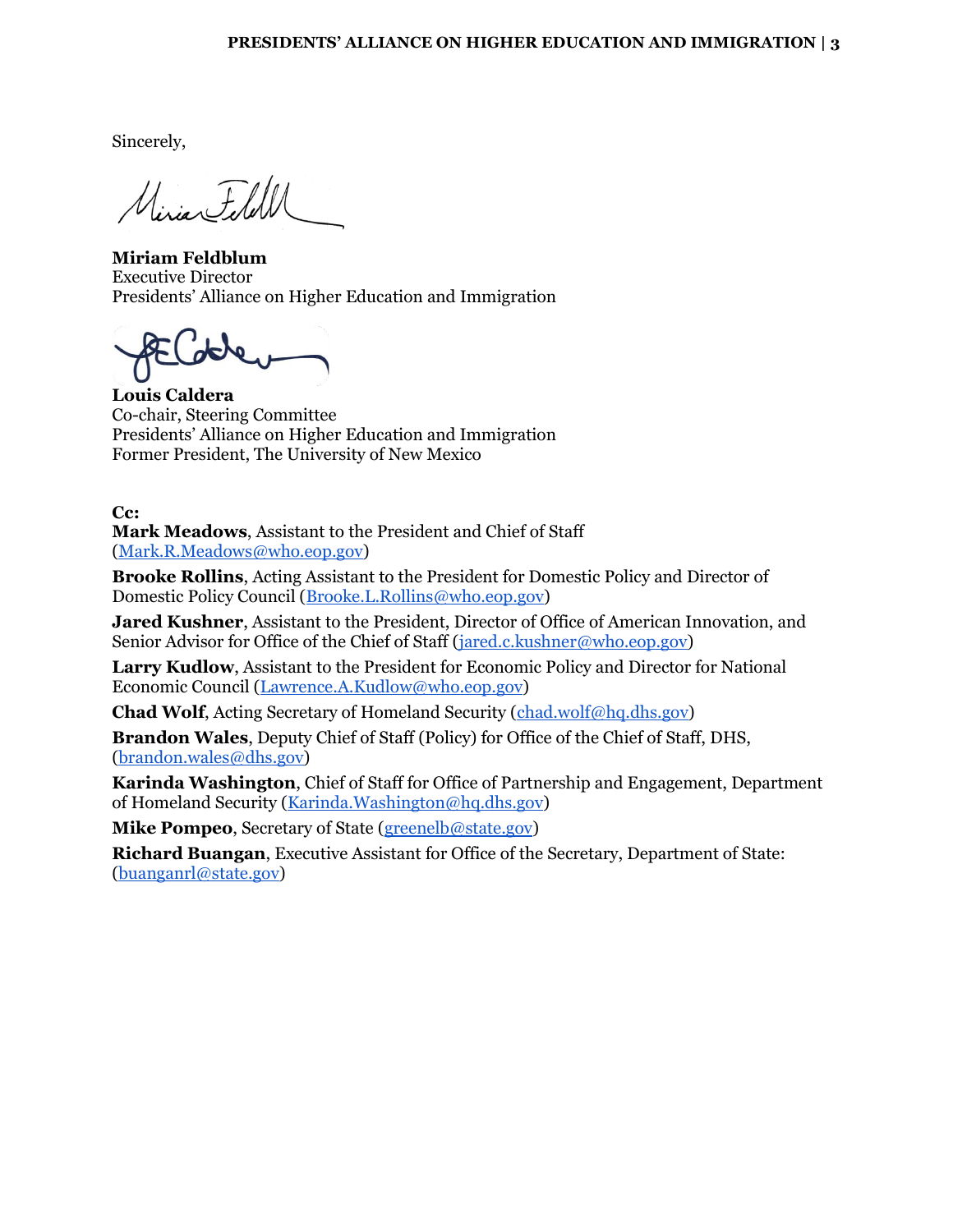Sincerely,

**Miriam Feldblum**
Executive Director
Presidents' Alliance on Higher Education and Immigration

**Louis Caldera**
Co-chair, Steering Committee
Presidents' Alliance on Higher Education and Immigration
Former President, The University of New Mexico

**Cc:**

**Mark Meadows**, Assistant to the President and Chief of Staff (Mark.R.Meadows@who.eop.gov)

**Brooke Rollins**, Acting Assistant to the President for Domestic Policy and Director of Domestic Policy Council (Brooke.L.Rollins@who.eop.gov)

**Jared Kushner**, Assistant to the President, Director of Office of American Innovation, and Senior Advisor for Office of the Chief of Staff (jared.c.kushner@who.eop.gov)

**Larry Kudlow**, Assistant to the President for Economic Policy and Director for National Economic Council (Lawrence.A.Kudlow@who.eop.gov)

**Chad Wolf**, Acting Secretary of Homeland Security (chad.wolf@hq.dhs.gov)

**Brandon Wales**, Deputy Chief of Staff (Policy) for Office of the Chief of Staff, DHS, (brandon.wales@dhs.gov)

**Karinda Washington**, Chief of Staff for Office of Partnership and Engagement, Department of Homeland Security (Karinda.Washington@hq.dhs.gov)

**Mike Pompeo**, Secretary of State (greenelb@state.gov)

**Richard Buangan**, Executive Assistant for Office of the Secretary, Department of State: (buanganrl@state.gov)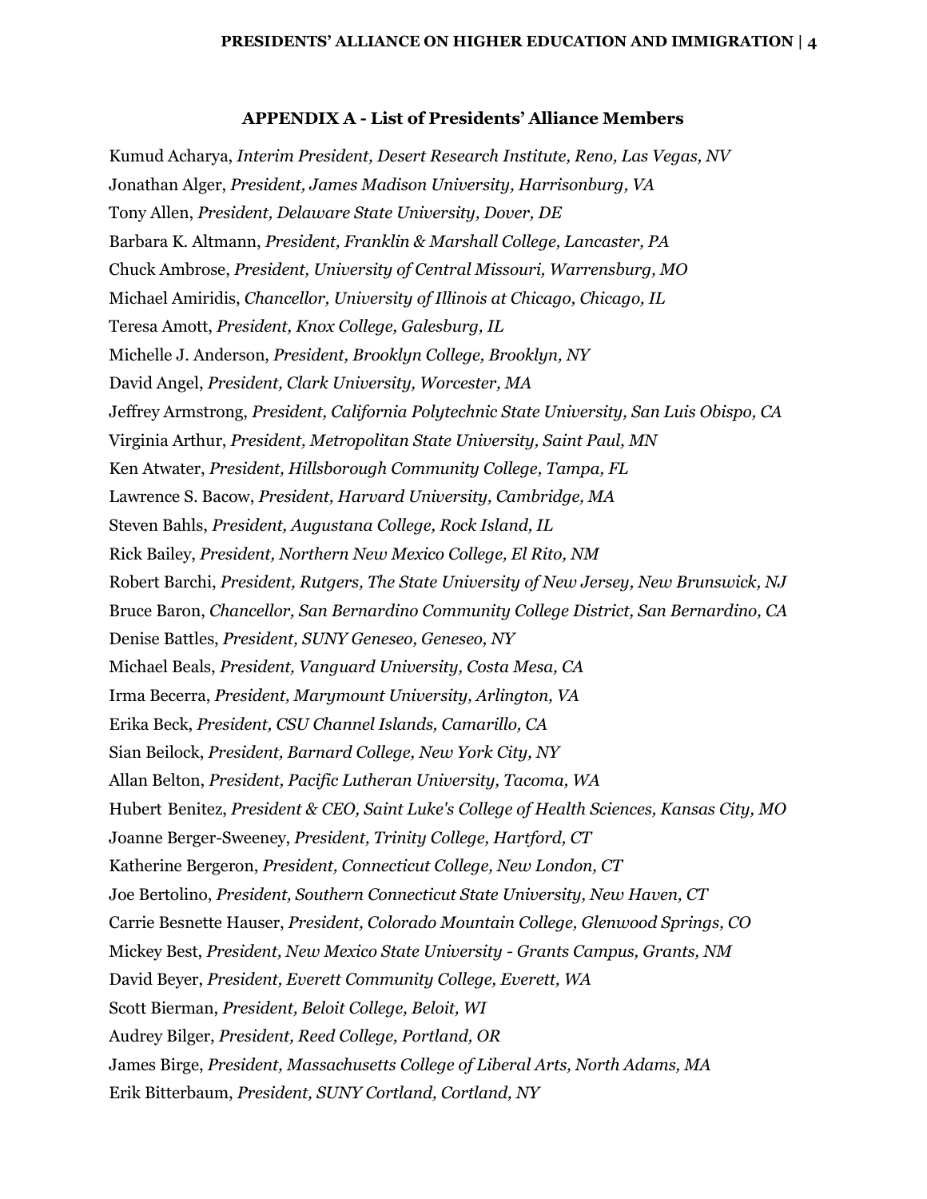### APPENDIX A - List of Presidents' Alliance Members

Kumud Acharya, *Interim President, Desert Research Institute, Reno, Las Vegas, NV*

Jonathan Alger, *President, James Madison University, Harrisonburg, VA*

Tony Allen, *President, Delaware State University, Dover, DE*

Barbara K. Altmann, *President, Franklin & Marshall College, Lancaster, PA*

Chuck Ambrose, *President, University of Central Missouri, Warrensburg, MO*

Michael Amiridis, *Chancellor, University of Illinois at Chicago, Chicago, IL*

Teresa Amott, *President, Knox College, Galesburg, IL*

Michelle J. Anderson, *President, Brooklyn College, Brooklyn, NY*

David Angel, *President, Clark University, Worcester, MA*

Jeffrey Armstrong, *President, California Polytechnic State University, San Luis Obispo, CA*

Virginia Arthur, *President, Metropolitan State University, Saint Paul, MN*

Ken Atwater, *President, Hillsborough Community College, Tampa, FL*

Lawrence S. Bacow, *President, Harvard University, Cambridge, MA*

Steven Bahls, *President, Augustana College, Rock Island, IL*

Rick Bailey, *President, Northern New Mexico College, El Rito, NM*

Robert Barchi, *President, Rutgers, The State University of New Jersey, New Brunswick, NJ*

Bruce Baron, *Chancellor, San Bernardino Community College District, San Bernardino, CA*

Denise Battles, *President, SUNY Geneseo, Geneseo, NY*

Michael Beals, *President, Vanguard University, Costa Mesa, CA*

Irma Becerra, *President, Marymount University, Arlington, VA*

Erika Beck, *President, CSU Channel Islands, Camarillo, CA*

Sian Beilock, *President, Barnard College, New York City, NY*

Allan Belton, *President, Pacific Lutheran University, Tacoma, WA*

Hubert Benitez, *President & CEO, Saint Luke's College of Health Sciences, Kansas City, MO*

Joanne Berger-Sweeney, *President, Trinity College, Hartford, CT*

Katherine Bergeron, *President, Connecticut College, New London, CT*

Joe Bertolino, *President, Southern Connecticut State University, New Haven, CT*

Carrie Besnette Hauser, *President, Colorado Mountain College, Glenwood Springs, CO*

Mickey Best, *President, New Mexico State University - Grants Campus, Grants, NM*

David Beyer, *President, Everett Community College, Everett, WA*

Scott Bierman, *President, Beloit College, Beloit, WI*

Audrey Bilger, *President, Reed College, Portland, OR*

James Birge, *President, Massachusetts College of Liberal Arts, North Adams, MA*

Erik Bitterbaum, *President, SUNY Cortland, Cortland, NY*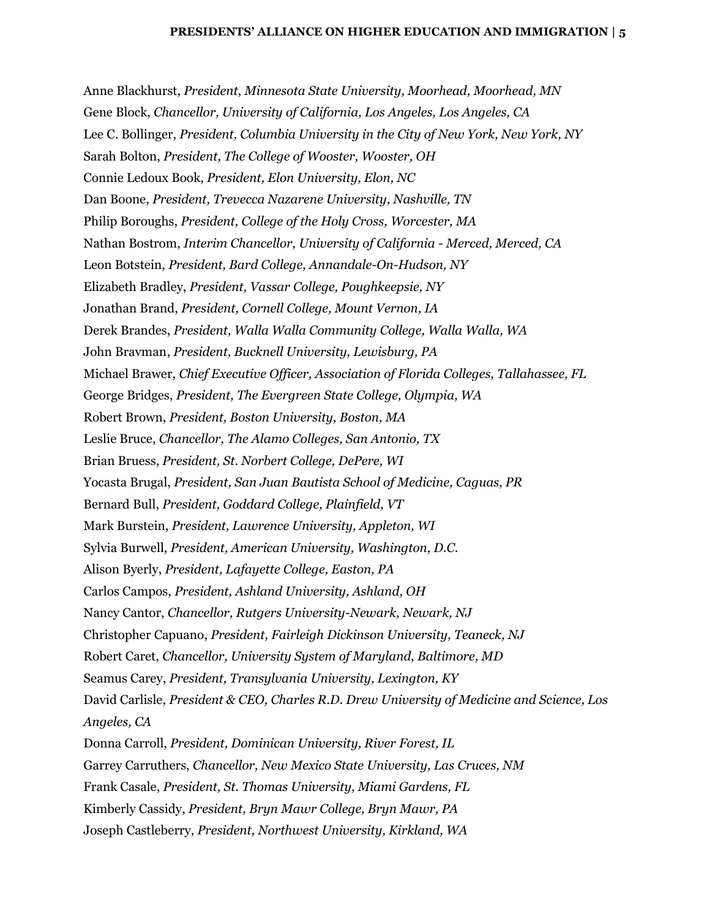Anne Blackhurst, *President, Minnesota State University, Moorhead, Moorhead, MN*
Gene Block, *Chancellor, University of California, Los Angeles, Los Angeles, CA*
Lee C. Bollinger, *President, Columbia University in the City of New York, New York, NY*
Sarah Bolton, *President, The College of Wooster, Wooster, OH*
Connie Ledoux Book, *President, Elon University, Elon, NC*
Dan Boone, *President, Trevecca Nazarene University, Nashville, TN*
Philip Boroughs, *President, College of the Holy Cross, Worcester, MA*
Nathan Bostrom, *Interim Chancellor, University of California - Merced, Merced, CA*
Leon Botstein, *President, Bard College, Annandale-On-Hudson, NY*
Elizabeth Bradley, *President, Vassar College, Poughkeepsie, NY*
Jonathan Brand, *President, Cornell College, Mount Vernon, IA*
Derek Brandes, *President, Walla Walla Community College, Walla Walla, WA*
John Bravman, *President, Bucknell University, Lewisburg, PA*
Michael Brawer, *Chief Executive Officer, Association of Florida Colleges, Tallahassee, FL*
George Bridges, *President, The Evergreen State College, Olympia, WA*
Robert Brown, *President, Boston University, Boston, MA*
Leslie Bruce, *Chancellor, The Alamo Colleges, San Antonio, TX*
Brian Bruess, *President, St. Norbert College, DePere, WI*
Yocasta Brugal, *President, San Juan Bautista School of Medicine, Caguas, PR*
Bernard Bull, *President, Goddard College, Plainfield, VT*
Mark Burstein, *President, Lawrence University, Appleton, WI*
Sylvia Burwell, *President, American University, Washington, D.C.*
Alison Byerly, *President, Lafayette College, Easton, PA*
Carlos Campos, *President, Ashland University, Ashland, OH*
Nancy Cantor, *Chancellor, Rutgers University-Newark, Newark, NJ*
Christopher Capuano, *President, Fairleigh Dickinson University, Teaneck, NJ*
Robert Caret, *Chancellor, University System of Maryland, Baltimore, MD*
Seamus Carey, *President, Transylvania University, Lexington, KY*
David Carlisle, *President & CEO, Charles R.D. Drew University of Medicine and Science, Los Angeles, CA*
Donna Carroll, *President, Dominican University, River Forest, IL*
Garrey Carruthers, *Chancellor, New Mexico State University, Las Cruces, NM*
Frank Casale, *President, St. Thomas University, Miami Gardens, FL*
Kimberly Cassidy, *President, Bryn Mawr College, Bryn Mawr, PA*
Joseph Castleberry, *President, Northwest University, Kirkland, WA*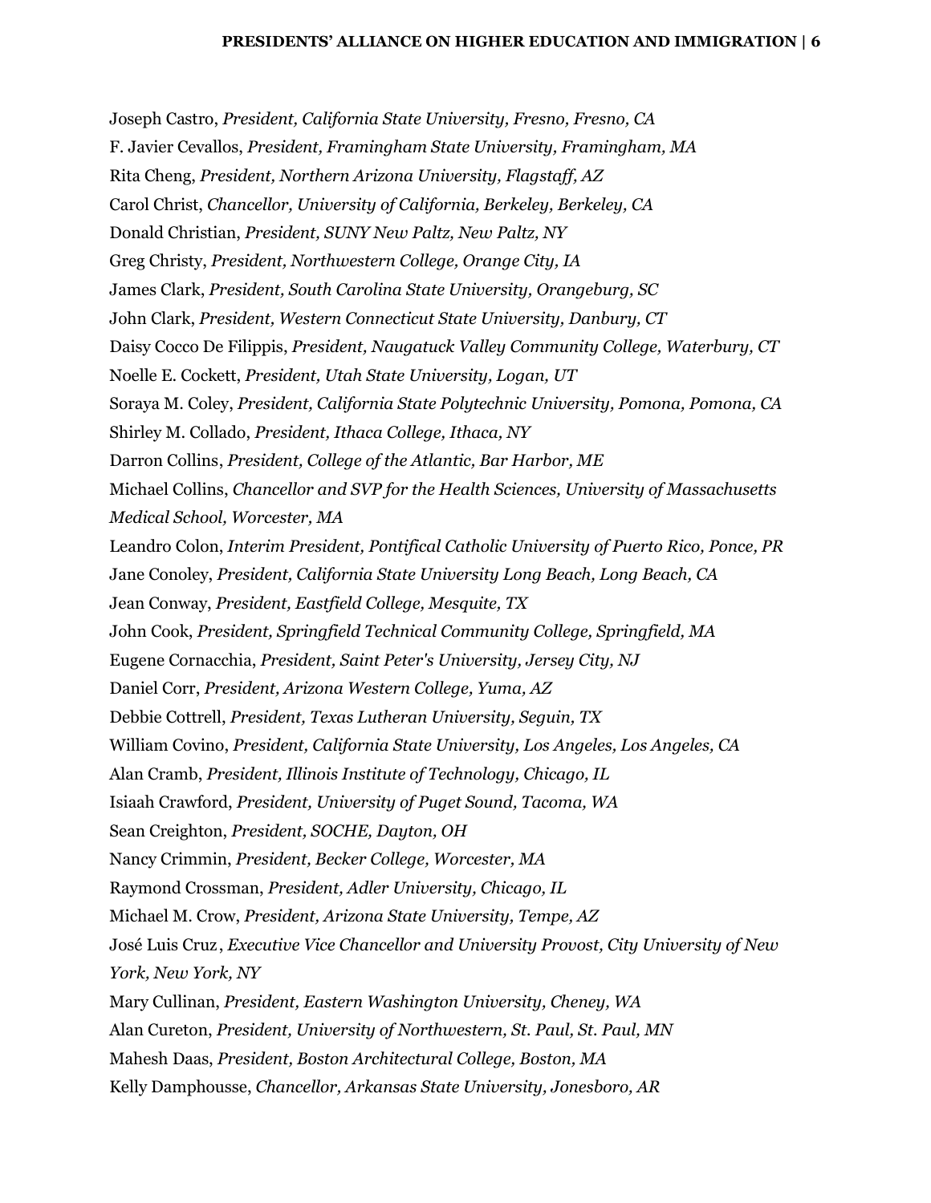Joseph Castro, *President, California State University, Fresno, Fresno, CA*

F. Javier Cevallos, *President, Framingham State University, Framingham, MA*

Rita Cheng, *President, Northern Arizona University, Flagstaff, AZ*

Carol Christ, *Chancellor, University of California, Berkeley, Berkeley, CA*

Donald Christian, *President, SUNY New Paltz, New Paltz, NY*

Greg Christy, *President, Northwestern College, Orange City, IA*

James Clark, *President, South Carolina State University, Orangeburg, SC*

John Clark, *President, Western Connecticut State University, Danbury, CT*

Daisy Cocco De Filippis, *President, Naugatuck Valley Community College, Waterbury, CT*

Noelle E. Cockett, *President, Utah State University, Logan, UT*

Soraya M. Coley, *President, California State Polytechnic University, Pomona, Pomona, CA*

Shirley M. Collado, *President, Ithaca College, Ithaca, NY*

Darron Collins, *President, College of the Atlantic, Bar Harbor, ME*

Michael Collins, *Chancellor and SVP for the Health Sciences, University of Massachusetts Medical School, Worcester, MA*

Leandro Colon, *Interim President, Pontifical Catholic University of Puerto Rico, Ponce, PR*

Jane Conoley, *President, California State University Long Beach, Long Beach, CA*

Jean Conway, *President, Eastfield College, Mesquite, TX*

John Cook, *President, Springfield Technical Community College, Springfield, MA*

Eugene Cornacchia, *President, Saint Peter's University, Jersey City, NJ*

Daniel Corr, *President, Arizona Western College, Yuma, AZ*

Debbie Cottrell, *President, Texas Lutheran University, Seguin, TX*

William Covino, *President, California State University, Los Angeles, Los Angeles, CA*

Alan Cramb, *President, Illinois Institute of Technology, Chicago, IL*

Isiaah Crawford, *President, University of Puget Sound, Tacoma, WA*

Sean Creighton, *President, SOCHE, Dayton, OH*

Nancy Crimmin, *President, Becker College, Worcester, MA*

Raymond Crossman, *President, Adler University, Chicago, IL*

Michael M. Crow, *President, Arizona State University, Tempe, AZ*

José Luis Cruz, *Executive Vice Chancellor and University Provost, City University of New York, New York, NY*

Mary Cullinan, *President, Eastern Washington University, Cheney, WA*

Alan Cureton, *President, University of Northwestern, St. Paul, St. Paul, MN*

Mahesh Daas, *President, Boston Architectural College, Boston, MA*

Kelly Damphousse, *Chancellor, Arkansas State University, Jonesboro, AR*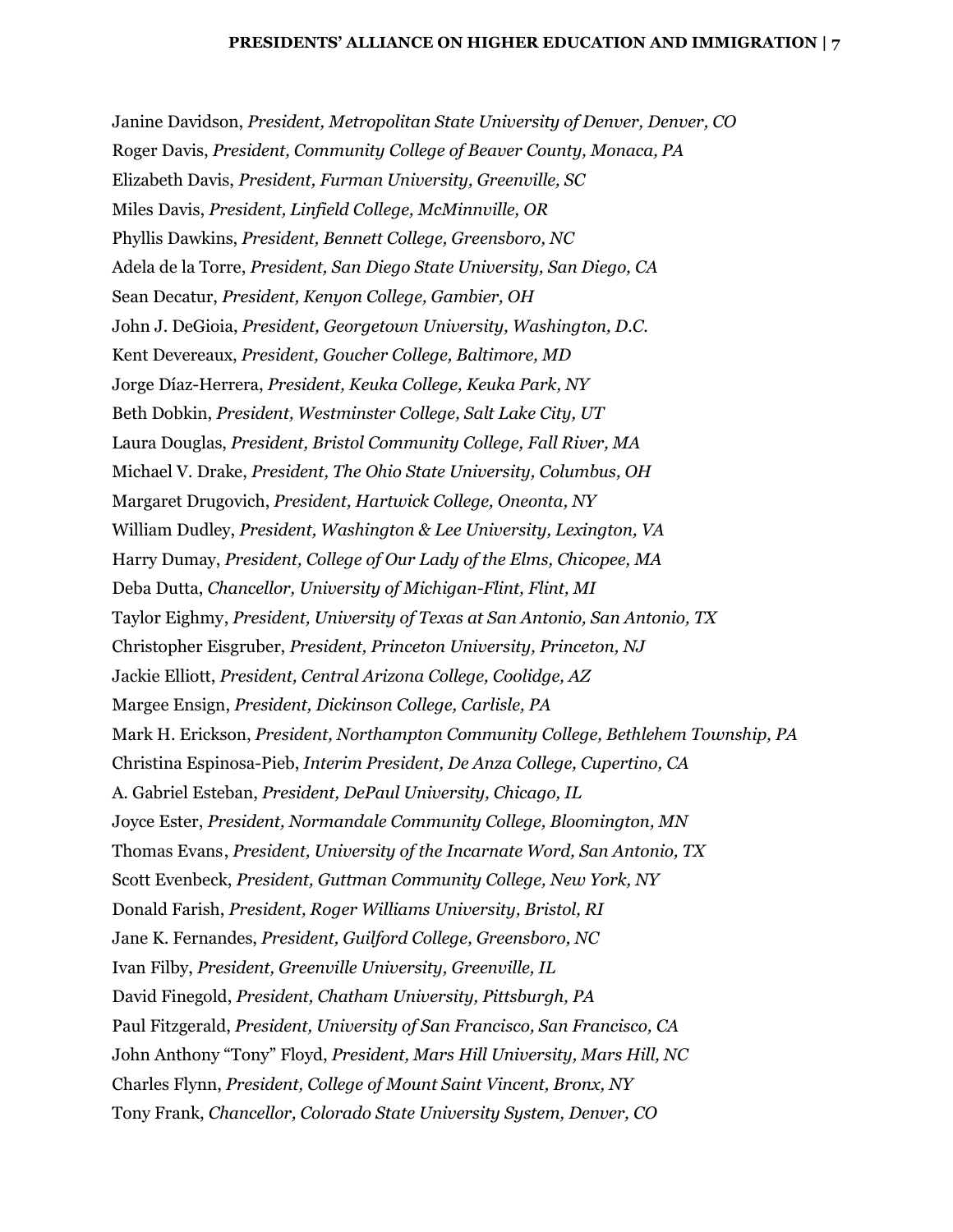Janine Davidson, *President, Metropolitan State University of Denver, Denver, CO*
Roger Davis, *President, Community College of Beaver County, Monaca, PA*
Elizabeth Davis, *President, Furman University, Greenville, SC*
Miles Davis, *President, Linfield College, McMinnville, OR*
Phyllis Dawkins, *President, Bennett College, Greensboro, NC*
Adela de la Torre, *President, San Diego State University, San Diego, CA*
Sean Decatur, *President, Kenyon College, Gambier, OH*
John J. DeGioia, *President, Georgetown University, Washington, D.C.*
Kent Devereaux, *President, Goucher College, Baltimore, MD*
Jorge Díaz-Herrera, *President, Keuka College, Keuka Park, NY*
Beth Dobkin, *President, Westminster College, Salt Lake City, UT*
Laura Douglas, *President, Bristol Community College, Fall River, MA*
Michael V. Drake, *President, The Ohio State University, Columbus, OH*
Margaret Drugovich, *President, Hartwick College, Oneonta, NY*
William Dudley, *President, Washington & Lee University, Lexington, VA*
Harry Dumay, *President, College of Our Lady of the Elms, Chicopee, MA*
Deba Dutta, *Chancellor, University of Michigan-Flint, Flint, MI*
Taylor Eighmy, *President, University of Texas at San Antonio, San Antonio, TX*
Christopher Eisgruber, *President, Princeton University, Princeton, NJ*
Jackie Elliott, *President, Central Arizona College, Coolidge, AZ*
Margee Ensign, *President, Dickinson College, Carlisle, PA*
Mark H. Erickson, *President, Northampton Community College, Bethlehem Township, PA*
Christina Espinosa-Pieb, *Interim President, De Anza College, Cupertino, CA*
A. Gabriel Esteban, *President, DePaul University, Chicago, IL*
Joyce Ester, *President, Normandale Community College, Bloomington, MN*
Thomas Evans, *President, University of the Incarnate Word, San Antonio, TX*
Scott Evenbeck, *President, Guttman Community College, New York, NY*
Donald Farish, *President, Roger Williams University, Bristol, RI*
Jane K. Fernandes, *President, Guilford College, Greensboro, NC*
Ivan Filby, *President, Greenville University, Greenville, IL*
David Finegold, *President, Chatham University, Pittsburgh, PA*
Paul Fitzgerald, *President, University of San Francisco, San Francisco, CA*
John Anthony "Tony" Floyd, *President, Mars Hill University, Mars Hill, NC*
Charles Flynn, *President, College of Mount Saint Vincent, Bronx, NY*
Tony Frank, *Chancellor, Colorado State University System, Denver, CO*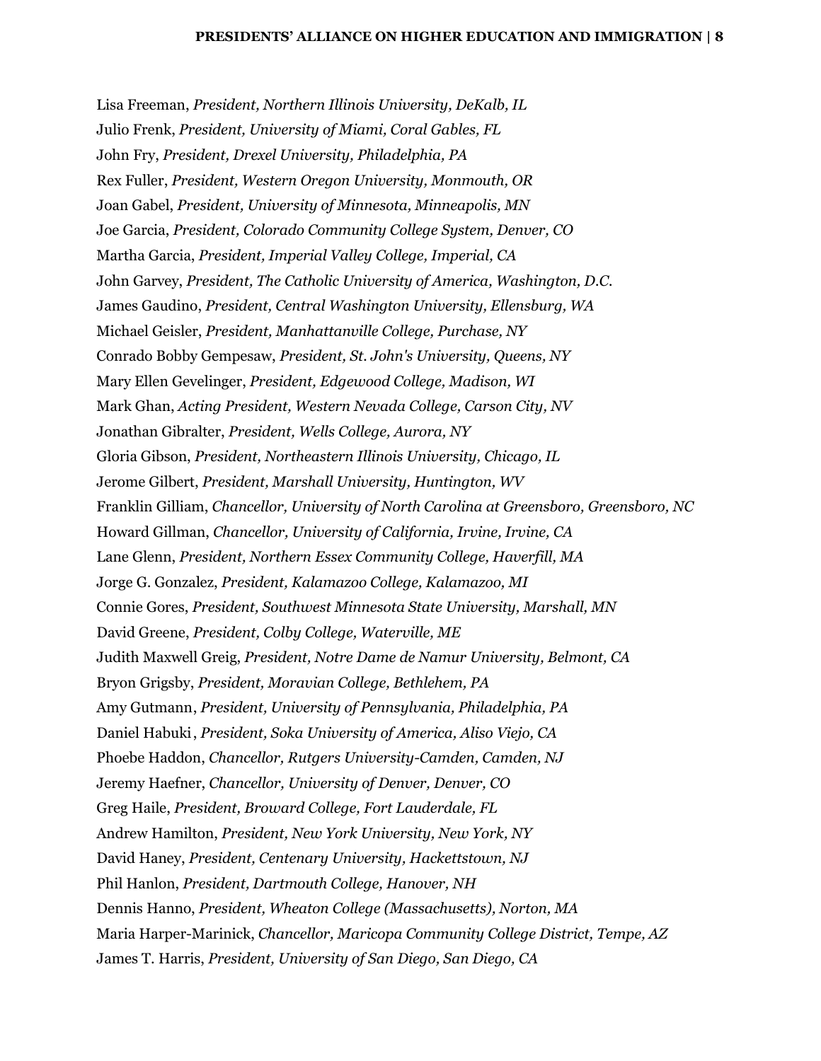Lisa Freeman, *President, Northern Illinois University, DeKalb, IL*

Julio Frenk, *President, University of Miami, Coral Gables, FL*

John Fry, *President, Drexel University, Philadelphia, PA*

Rex Fuller, *President, Western Oregon University, Monmouth, OR*

Joan Gabel, *President, University of Minnesota, Minneapolis, MN*

Joe Garcia, *President, Colorado Community College System, Denver, CO*

Martha Garcia, *President, Imperial Valley College, Imperial, CA*

John Garvey, *President, The Catholic University of America, Washington, D.C.*

James Gaudino, *President, Central Washington University, Ellensburg, WA*

Michael Geisler, *President, Manhattanville College, Purchase, NY*

Conrado Bobby Gempesaw, *President, St. John's University, Queens, NY*

Mary Ellen Gevelinger, *President, Edgewood College, Madison, WI*

Mark Ghan, *Acting President, Western Nevada College, Carson City, NV*

Jonathan Gibralter, *President, Wells College, Aurora, NY*

Gloria Gibson, *President, Northeastern Illinois University, Chicago, IL*

Jerome Gilbert, *President, Marshall University, Huntington, WV*

Franklin Gilliam, *Chancellor, University of North Carolina at Greensboro, Greensboro, NC*

Howard Gillman, *Chancellor, University of California, Irvine, Irvine, CA*

Lane Glenn, *President, Northern Essex Community College, Haverfill, MA*

Jorge G. Gonzalez, *President, Kalamazoo College, Kalamazoo, MI*

Connie Gores, *President, Southwest Minnesota State University, Marshall, MN*

David Greene, *President, Colby College, Waterville, ME*

Judith Maxwell Greig, *President, Notre Dame de Namur University, Belmont, CA*

Bryon Grigsby, *President, Moravian College, Bethlehem, PA*

Amy Gutmann, *President, University of Pennsylvania, Philadelphia, PA*

Daniel Habuki, *President, Soka University of America, Aliso Viejo, CA*

Phoebe Haddon, *Chancellor, Rutgers University-Camden, Camden, NJ*

Jeremy Haefner, *Chancellor, University of Denver, Denver, CO*

Greg Haile, *President, Broward College, Fort Lauderdale, FL*

Andrew Hamilton, *President, New York University, New York, NY*

David Haney, *President, Centenary University, Hackettstown, NJ*

Phil Hanlon, *President, Dartmouth College, Hanover, NH*

Dennis Hanno, *President, Wheaton College (Massachusetts), Norton, MA*

Maria Harper-Marinick, *Chancellor, Maricopa Community College District, Tempe, AZ*

James T. Harris, *President, University of San Diego, San Diego, CA*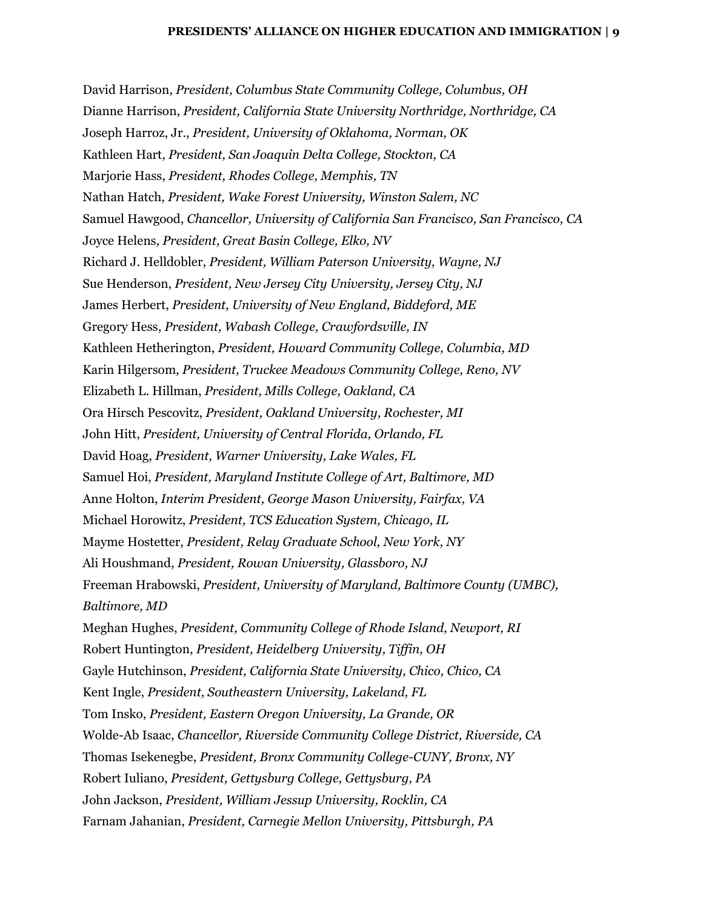David Harrison, *President, Columbus State Community College, Columbus, OH*

Dianne Harrison, *President, California State University Northridge, Northridge, CA*

Joseph Harroz, Jr., *President, University of Oklahoma, Norman, OK*

Kathleen Hart, *President, San Joaquin Delta College, Stockton, CA*

Marjorie Hass, *President, Rhodes College, Memphis, TN*

Nathan Hatch, *President, Wake Forest University, Winston Salem, NC*

Samuel Hawgood, *Chancellor, University of California San Francisco, San Francisco, CA*

Joyce Helens, *President, Great Basin College, Elko, NV*

Richard J. Helldobler, *President, William Paterson University, Wayne, NJ*

Sue Henderson, *President, New Jersey City University, Jersey City, NJ*

James Herbert, *President, University of New England, Biddeford, ME*

Gregory Hess, *President, Wabash College, Crawfordsville, IN*

Kathleen Hetherington, *President, Howard Community College, Columbia, MD*

Karin Hilgersom, *President, Truckee Meadows Community College, Reno, NV*

Elizabeth L. Hillman, *President, Mills College, Oakland, CA*

Ora Hirsch Pescovitz, *President, Oakland University, Rochester, MI*

John Hitt, *President, University of Central Florida, Orlando, FL*

David Hoag, *President, Warner University, Lake Wales, FL*

Samuel Hoi, *President, Maryland Institute College of Art, Baltimore, MD*

Anne Holton, *Interim President, George Mason University, Fairfax, VA*

Michael Horowitz, *President, TCS Education System, Chicago, IL*

Mayme Hostetter, *President, Relay Graduate School, New York, NY*

Ali Houshmand, *President, Rowan University, Glassboro, NJ*

Freeman Hrabowski, *President, University of Maryland, Baltimore County (UMBC), Baltimore, MD*

Meghan Hughes, *President, Community College of Rhode Island, Newport, RI*

Robert Huntington, *President, Heidelberg University, Tiffin, OH*

Gayle Hutchinson, *President, California State University, Chico, Chico, CA*

Kent Ingle, *President, Southeastern University, Lakeland, FL*

Tom Insko, *President, Eastern Oregon University, La Grande, OR*

Wolde-Ab Isaac, *Chancellor, Riverside Community College District, Riverside, CA*

Thomas Isekenegbe, *President, Bronx Community College-CUNY, Bronx, NY*

Robert Iuliano, *President, Gettysburg College, Gettysburg, PA*

John Jackson, *President, William Jessup University, Rocklin, CA*

Farnam Jahanian, *President, Carnegie Mellon University, Pittsburgh, PA*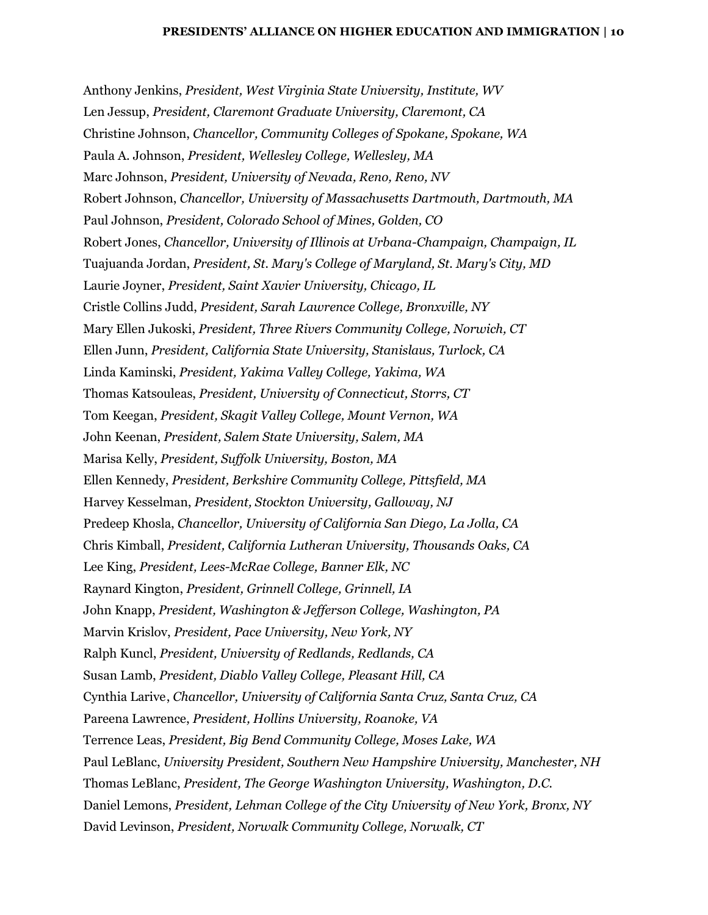Anthony Jenkins, *President, West Virginia State University, Institute, WV*
Len Jessup, *President, Claremont Graduate University, Claremont, CA*
Christine Johnson, *Chancellor, Community Colleges of Spokane, Spokane, WA*
Paula A. Johnson, *President, Wellesley College, Wellesley, MA*
Marc Johnson, *President, University of Nevada, Reno, Reno, NV*
Robert Johnson, *Chancellor, University of Massachusetts Dartmouth, Dartmouth, MA*
Paul Johnson, *President, Colorado School of Mines, Golden, CO*
Robert Jones, *Chancellor, University of Illinois at Urbana-Champaign, Champaign, IL*
Tuajuanda Jordan, *President, St. Mary's College of Maryland, St. Mary's City, MD*
Laurie Joyner, *President, Saint Xavier University, Chicago, IL*
Cristle Collins Judd, *President, Sarah Lawrence College, Bronxville, NY*
Mary Ellen Jukoski, *President, Three Rivers Community College, Norwich, CT*
Ellen Junn, *President, California State University, Stanislaus, Turlock, CA*
Linda Kaminski, *President, Yakima Valley College, Yakima, WA*
Thomas Katsouleas, *President, University of Connecticut, Storrs, CT*
Tom Keegan, *President, Skagit Valley College, Mount Vernon, WA*
John Keenan, *President, Salem State University, Salem, MA*
Marisa Kelly, *President, Suffolk University, Boston, MA*
Ellen Kennedy, *President, Berkshire Community College, Pittsfield, MA*
Harvey Kesselman, *President, Stockton University, Galloway, NJ*
Predeep Khosla, *Chancellor, University of California San Diego, La Jolla, CA*
Chris Kimball, *President, California Lutheran University, Thousands Oaks, CA*
Lee King, *President, Lees-McRae College, Banner Elk, NC*
Raynard Kington, *President, Grinnell College, Grinnell, IA*
John Knapp, *President, Washington & Jefferson College, Washington, PA*
Marvin Krislov, *President, Pace University, New York, NY*
Ralph Kuncl, *President, University of Redlands, Redlands, CA*
Susan Lamb, *President, Diablo Valley College, Pleasant Hill, CA*
Cynthia Larive, *Chancellor, University of California Santa Cruz, Santa Cruz, CA*
Pareena Lawrence, *President, Hollins University, Roanoke, VA*
Terrence Leas, *President, Big Bend Community College, Moses Lake, WA*
Paul LeBlanc, *University President, Southern New Hampshire University, Manchester, NH*
Thomas LeBlanc, *President, The George Washington University, Washington, D.C.*
Daniel Lemons, *President, Lehman College of the City University of New York, Bronx, NY*
David Levinson, *President, Norwalk Community College, Norwalk, CT*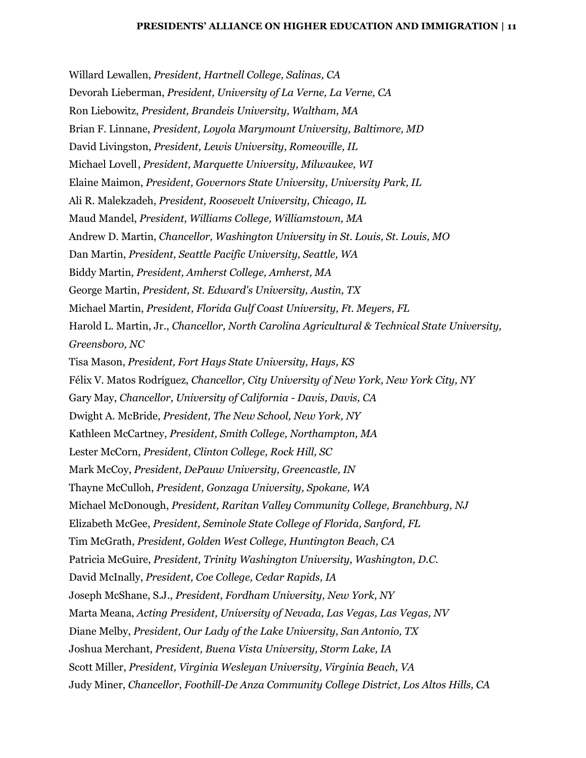Willard Lewallen, *President, Hartnell College, Salinas, CA*

Devorah Lieberman, *President, University of La Verne, La Verne, CA*

Ron Liebowitz, *President, Brandeis University, Waltham, MA*

Brian F. Linnane, *President, Loyola Marymount University, Baltimore, MD*

David Livingston, *President, Lewis University, Romeoville, IL*

Michael Lovell, *President, Marquette University, Milwaukee, WI*

Elaine Maimon, *President, Governors State University, University Park, IL*

Ali R. Malekzadeh, *President, Roosevelt University, Chicago, IL*

Maud Mandel, *President, Williams College, Williamstown, MA*

Andrew D. Martin, *Chancellor, Washington University in St. Louis, St. Louis, MO*

Dan Martin, *President, Seattle Pacific University, Seattle, WA*

Biddy Martin, *President, Amherst College, Amherst, MA*

George Martin, *President, St. Edward's University, Austin, TX*

Michael Martin, *President, Florida Gulf Coast University, Ft. Meyers, FL*

Harold L. Martin, Jr., *Chancellor, North Carolina Agricultural & Technical State University, Greensboro, NC*

Tisa Mason, *President, Fort Hays State University, Hays, KS*

Félix V. Matos Rodríguez, *Chancellor, City University of New York, New York City, NY*

Gary May, *Chancellor, University of California - Davis, Davis, CA*

Dwight A. McBride, *President, The New School, New York, NY*

Kathleen McCartney, *President, Smith College, Northampton, MA*

Lester McCorn, *President, Clinton College, Rock Hill, SC*

Mark McCoy, *President, DePauw University, Greencastle, IN*

Thayne McCulloh, *President, Gonzaga University, Spokane, WA*

Michael McDonough, *President, Raritan Valley Community College, Branchburg, NJ*

Elizabeth McGee, *President, Seminole State College of Florida, Sanford, FL*

Tim McGrath, *President, Golden West College, Huntington Beach, CA*

Patricia McGuire, *President, Trinity Washington University, Washington, D.C.*

David McInally, *President, Coe College, Cedar Rapids, IA*

Joseph McShane, S.J., *President, Fordham University, New York, NY*

Marta Meana, *Acting President, University of Nevada, Las Vegas, Las Vegas, NV*

Diane Melby, *President, Our Lady of the Lake University, San Antonio, TX*

Joshua Merchant, *President, Buena Vista University, Storm Lake, IA*

Scott Miller, *President, Virginia Wesleyan University, Virginia Beach, VA*

Judy Miner, *Chancellor, Foothill-De Anza Community College District, Los Altos Hills, CA*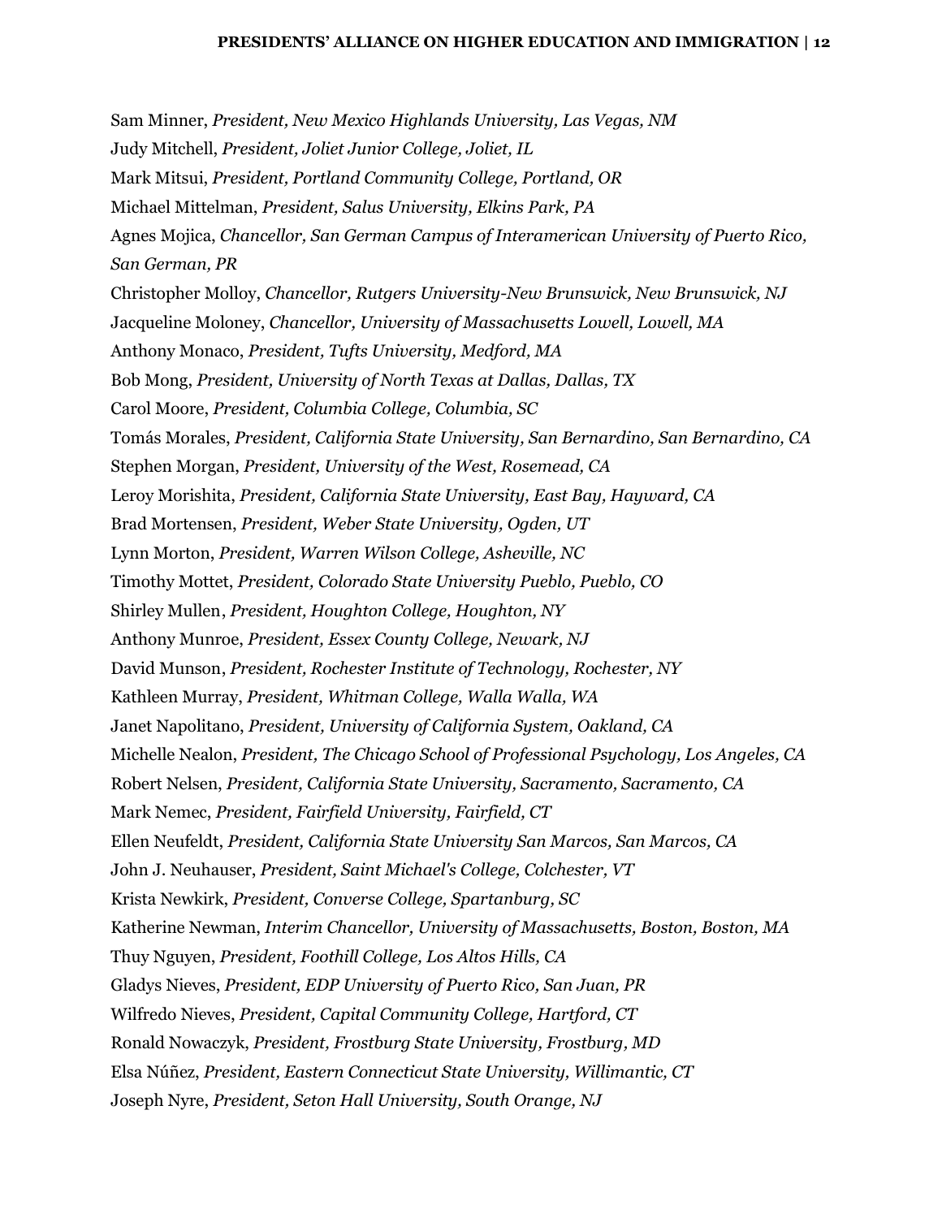Sam Minner, *President, New Mexico Highlands University, Las Vegas, NM*
Judy Mitchell, *President, Joliet Junior College, Joliet, IL*
Mark Mitsui, *President, Portland Community College, Portland, OR*
Michael Mittelman, *President, Salus University, Elkins Park, PA*
Agnes Mojica, *Chancellor, San German Campus of Interamerican University of Puerto Rico, San German, PR*
Christopher Molloy, *Chancellor, Rutgers University-New Brunswick, New Brunswick, NJ*
Jacqueline Moloney, *Chancellor, University of Massachusetts Lowell, Lowell, MA*
Anthony Monaco, *President, Tufts University, Medford, MA*
Bob Mong, *President, University of North Texas at Dallas, Dallas, TX*
Carol Moore, *President, Columbia College, Columbia, SC*
Tomás Morales, *President, California State University, San Bernardino, San Bernardino, CA*
Stephen Morgan, *President, University of the West, Rosemead, CA*
Leroy Morishita, *President, California State University, East Bay, Hayward, CA*
Brad Mortensen, *President, Weber State University, Ogden, UT*
Lynn Morton, *President, Warren Wilson College, Asheville, NC*
Timothy Mottet, *President, Colorado State University Pueblo, Pueblo, CO*
Shirley Mullen, *President, Houghton College, Houghton, NY*
Anthony Munroe, *President, Essex County College, Newark, NJ*
David Munson, *President, Rochester Institute of Technology, Rochester, NY*
Kathleen Murray, *President, Whitman College, Walla Walla, WA*
Janet Napolitano, *President, University of California System, Oakland, CA*
Michelle Nealon, *President, The Chicago School of Professional Psychology, Los Angeles, CA*
Robert Nelsen, *President, California State University, Sacramento, Sacramento, CA*
Mark Nemec, *President, Fairfield University, Fairfield, CT*
Ellen Neufeldt, *President, California State University San Marcos, San Marcos, CA*
John J. Neuhauser, *President, Saint Michael's College, Colchester, VT*
Krista Newkirk, *President, Converse College, Spartanburg, SC*
Katherine Newman, *Interim Chancellor, University of Massachusetts, Boston, Boston, MA*
Thuy Nguyen, *President, Foothill College, Los Altos Hills, CA*
Gladys Nieves, *President, EDP University of Puerto Rico, San Juan, PR*
Wilfredo Nieves, *President, Capital Community College, Hartford, CT*
Ronald Nowaczyk, *President, Frostburg State University, Frostburg, MD*
Elsa Núñez, *President, Eastern Connecticut State University, Willimantic, CT*
Joseph Nyre, *President, Seton Hall University, South Orange, NJ*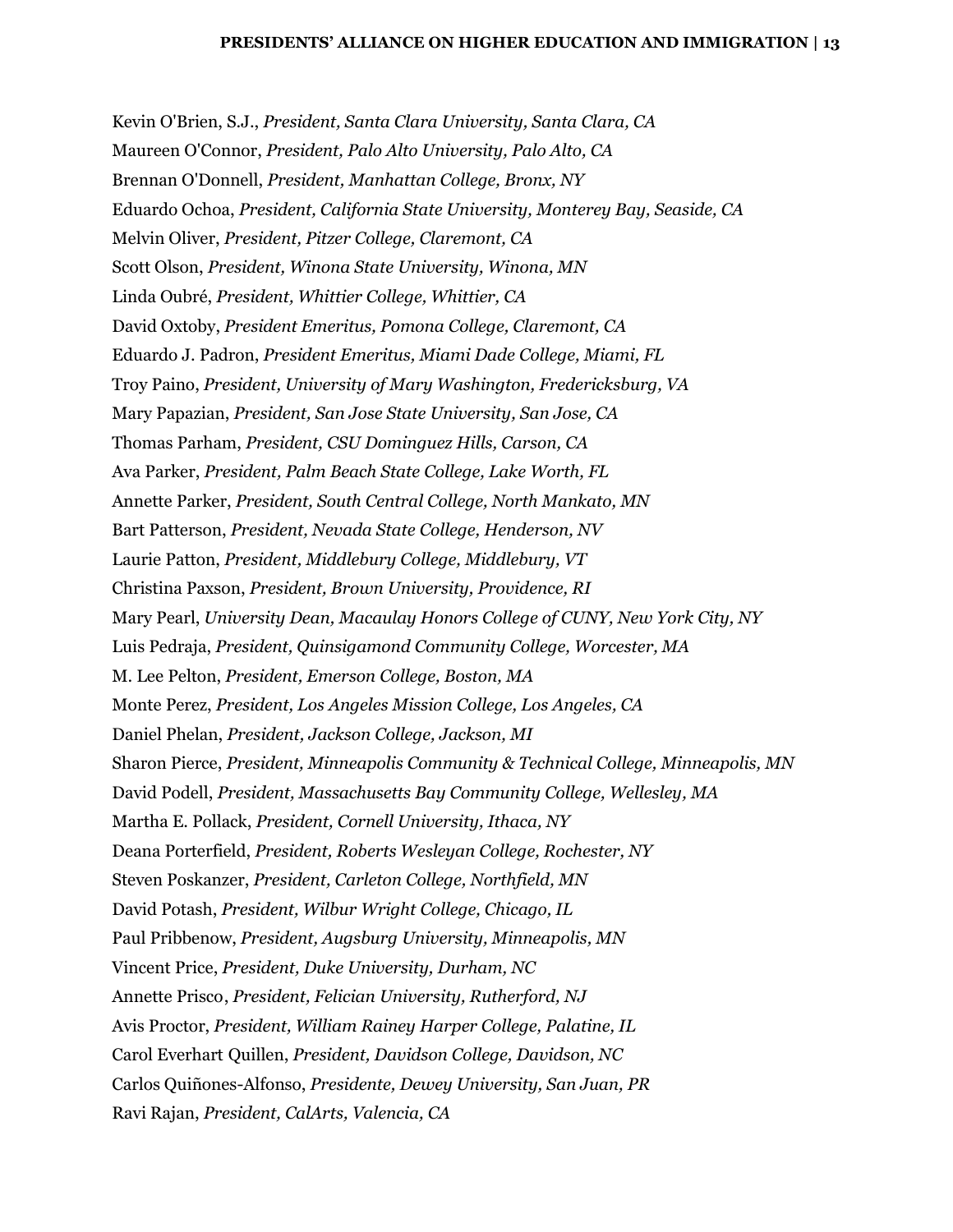Kevin O'Brien, S.J., *President, Santa Clara University, Santa Clara, CA*
Maureen O'Connor, *President, Palo Alto University, Palo Alto, CA*
Brennan O'Donnell, *President, Manhattan College, Bronx, NY*
Eduardo Ochoa, *President, California State University, Monterey Bay, Seaside, CA*
Melvin Oliver, *President, Pitzer College, Claremont, CA*
Scott Olson, *President, Winona State University, Winona, MN*
Linda Oubré, *President, Whittier College, Whittier, CA*
David Oxtoby, *President Emeritus, Pomona College, Claremont, CA*
Eduardo J. Padron, *President Emeritus, Miami Dade College, Miami, FL*
Troy Paino, *President, University of Mary Washington, Fredericksburg, VA*
Mary Papazian, *President, San Jose State University, San Jose, CA*
Thomas Parham, *President, CSU Dominguez Hills, Carson, CA*
Ava Parker, *President, Palm Beach State College, Lake Worth, FL*
Annette Parker, *President, South Central College, North Mankato, MN*
Bart Patterson, *President, Nevada State College, Henderson, NV*
Laurie Patton, *President, Middlebury College, Middlebury, VT*
Christina Paxson, *President, Brown University, Providence, RI*
Mary Pearl, *University Dean, Macaulay Honors College of CUNY, New York City, NY*
Luis Pedraja, *President, Quinsigamond Community College, Worcester, MA*
M. Lee Pelton, *President, Emerson College, Boston, MA*
Monte Perez, *President, Los Angeles Mission College, Los Angeles, CA*
Daniel Phelan, *President, Jackson College, Jackson, MI*
Sharon Pierce, *President, Minneapolis Community & Technical College, Minneapolis, MN*
David Podell, *President, Massachusetts Bay Community College, Wellesley, MA*
Martha E. Pollack, *President, Cornell University, Ithaca, NY*
Deana Porterfield, *President, Roberts Wesleyan College, Rochester, NY*
Steven Poskanzer, *President, Carleton College, Northfield, MN*
David Potash, *President, Wilbur Wright College, Chicago, IL*
Paul Pribbenow, *President, Augsburg University, Minneapolis, MN*
Vincent Price, *President, Duke University, Durham, NC*
Annette Prisco, *President, Felician University, Rutherford, NJ*
Avis Proctor, *President, William Rainey Harper College, Palatine, IL*
Carol Everhart Quillen, *President, Davidson College, Davidson, NC*
Carlos Quiñones-Alfonso, *Presidente, Dewey University, San Juan, PR*
Ravi Rajan, *President, CalArts, Valencia, CA*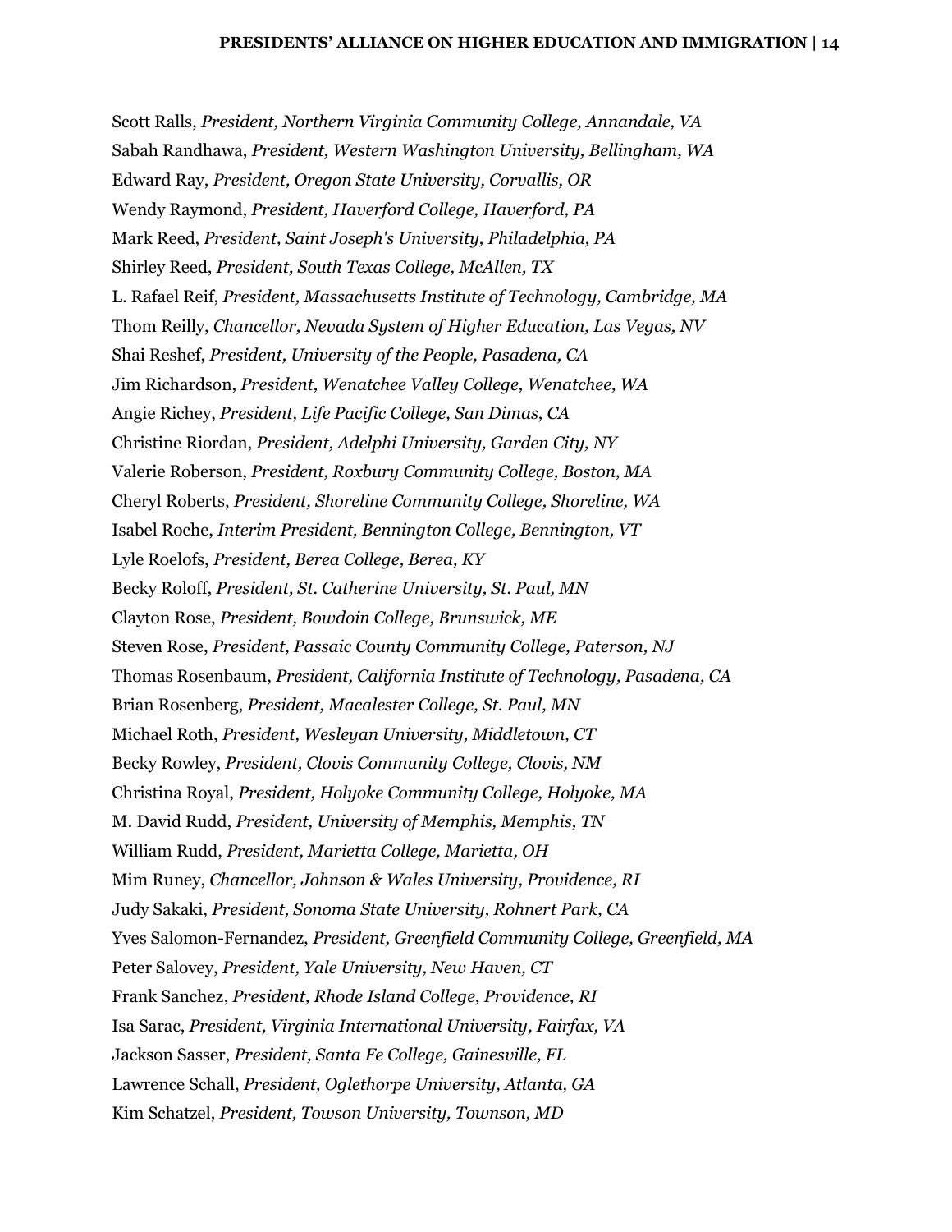Scott Ralls, *President, Northern Virginia Community College, Annandale, VA*

Sabah Randhawa, *President, Western Washington University, Bellingham, WA*

Edward Ray, *President, Oregon State University, Corvallis, OR*

Wendy Raymond, *President, Haverford College, Haverford, PA*

Mark Reed, *President, Saint Joseph's University, Philadelphia, PA*

Shirley Reed, *President, South Texas College, McAllen, TX*

L. Rafael Reif, *President, Massachusetts Institute of Technology, Cambridge, MA*

Thom Reilly, *Chancellor, Nevada System of Higher Education, Las Vegas, NV*

Shai Reshef, *President, University of the People, Pasadena, CA*

Jim Richardson, *President, Wenatchee Valley College, Wenatchee, WA*

Angie Richey, *President, Life Pacific College, San Dimas, CA*

Christine Riordan, *President, Adelphi University, Garden City, NY*

Valerie Roberson, *President, Roxbury Community College, Boston, MA*

Cheryl Roberts, *President, Shoreline Community College, Shoreline, WA*

Isabel Roche, *Interim President, Bennington College, Bennington, VT*

Lyle Roelofs, *President, Berea College, Berea, KY*

Becky Roloff, *President, St. Catherine University, St. Paul, MN*

Clayton Rose, *President, Bowdoin College, Brunswick, ME*

Steven Rose, *President, Passaic County Community College, Paterson, NJ*

Thomas Rosenbaum, *President, California Institute of Technology, Pasadena, CA*

Brian Rosenberg, *President, Macalester College, St. Paul, MN*

Michael Roth, *President, Wesleyan University, Middletown, CT*

Becky Rowley, *President, Clovis Community College, Clovis, NM*

Christina Royal, *President, Holyoke Community College, Holyoke, MA*

M. David Rudd, *President, University of Memphis, Memphis, TN*

William Rudd, *President, Marietta College, Marietta, OH*

Mim Runey, *Chancellor, Johnson & Wales University, Providence, RI*

Judy Sakaki, *President, Sonoma State University, Rohnert Park, CA*

Yves Salomon-Fernandez, *President, Greenfield Community College, Greenfield, MA*

Peter Salovey, *President, Yale University, New Haven, CT*

Frank Sanchez, *President, Rhode Island College, Providence, RI*

Isa Sarac, *President, Virginia International University, Fairfax, VA*

Jackson Sasser, *President, Santa Fe College, Gainesville, FL*

Lawrence Schall, *President, Oglethorpe University, Atlanta, GA*

Kim Schatzel, *President, Towson University, Townson, MD*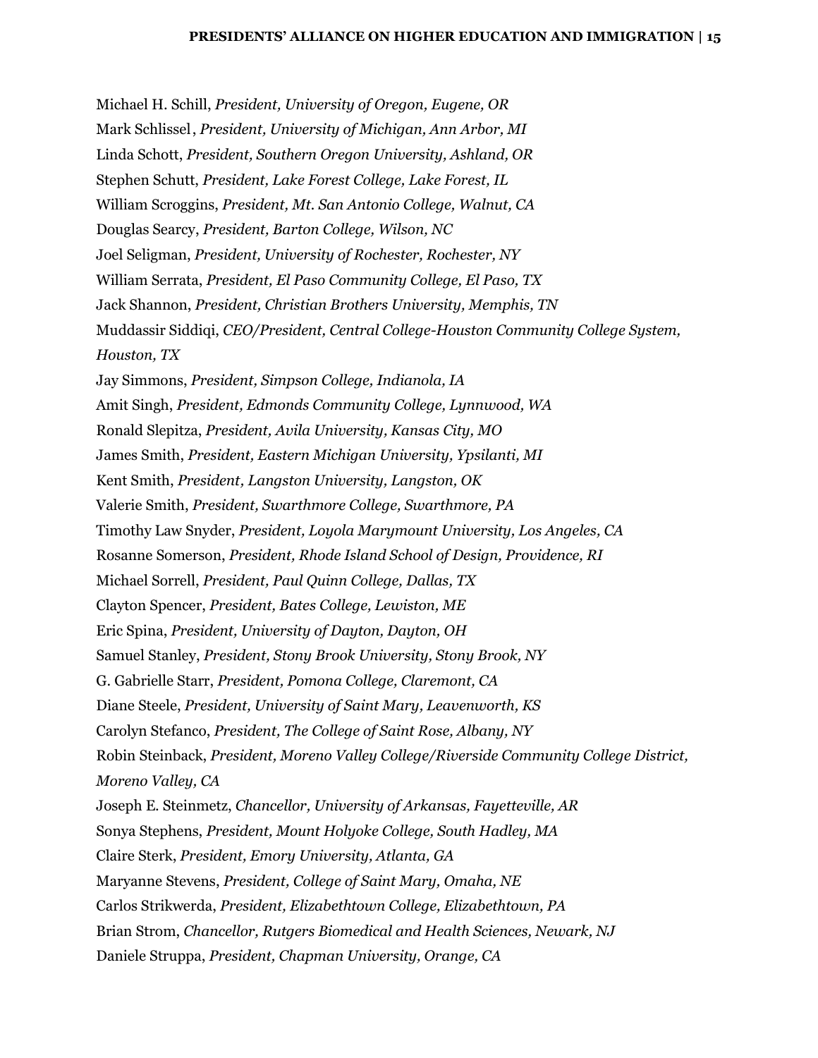Michael H. Schill, *President, University of Oregon, Eugene, OR*  
Mark Schlissel, *President, University of Michigan, Ann Arbor, MI*  
Linda Schott, *President, Southern Oregon University, Ashland, OR*  
Stephen Schutt, *President, Lake Forest College, Lake Forest, IL*  
William Scroggins, *President, Mt. San Antonio College, Walnut, CA*  
Douglas Searcy, *President, Barton College, Wilson, NC*  
Joel Seligman, *President, University of Rochester, Rochester, NY*  
William Serrata, *President, El Paso Community College, El Paso, TX*  
Jack Shannon, *President, Christian Brothers University, Memphis, TN*  
Muddassir Siddiqi, *CEO/President, Central College-Houston Community College System, Houston, TX*  
Jay Simmons, *President, Simpson College, Indianola, IA*  
Amit Singh, *President, Edmonds Community College, Lynnwood, WA*  
Ronald Slepitza, *President, Avila University, Kansas City, MO*  
James Smith, *President, Eastern Michigan University, Ypsilanti, MI*  
Kent Smith, *President, Langston University, Langston, OK*  
Valerie Smith, *President, Swarthmore College, Swarthmore, PA*  
Timothy Law Snyder, *President, Loyola Marymount University, Los Angeles, CA*  
Rosanne Somerson, *President, Rhode Island School of Design, Providence, RI*  
Michael Sorrell, *President, Paul Quinn College, Dallas, TX*  
Clayton Spencer, *President, Bates College, Lewiston, ME*  
Eric Spina, *President, University of Dayton, Dayton, OH*  
Samuel Stanley, *President, Stony Brook University, Stony Brook, NY*  
G. Gabrielle Starr, *President, Pomona College, Claremont, CA*  
Diane Steele, *President, University of Saint Mary, Leavenworth, KS*  
Carolyn Stefanco, *President, The College of Saint Rose, Albany, NY*  
Robin Steinback, *President, Moreno Valley College/Riverside Community College District, Moreno Valley, CA*  
Joseph E. Steinmetz, *Chancellor, University of Arkansas, Fayetteville, AR*  
Sonya Stephens, *President, Mount Holyoke College, South Hadley, MA*  
Claire Sterk, *President, Emory University, Atlanta, GA*  
Maryanne Stevens, *President, College of Saint Mary, Omaha, NE*  
Carlos Strikwerda, *President, Elizabethtown College, Elizabethtown, PA*  
Brian Strom, *Chancellor, Rutgers Biomedical and Health Sciences, Newark, NJ*  
Daniele Struppa, *President, Chapman University, Orange, CA*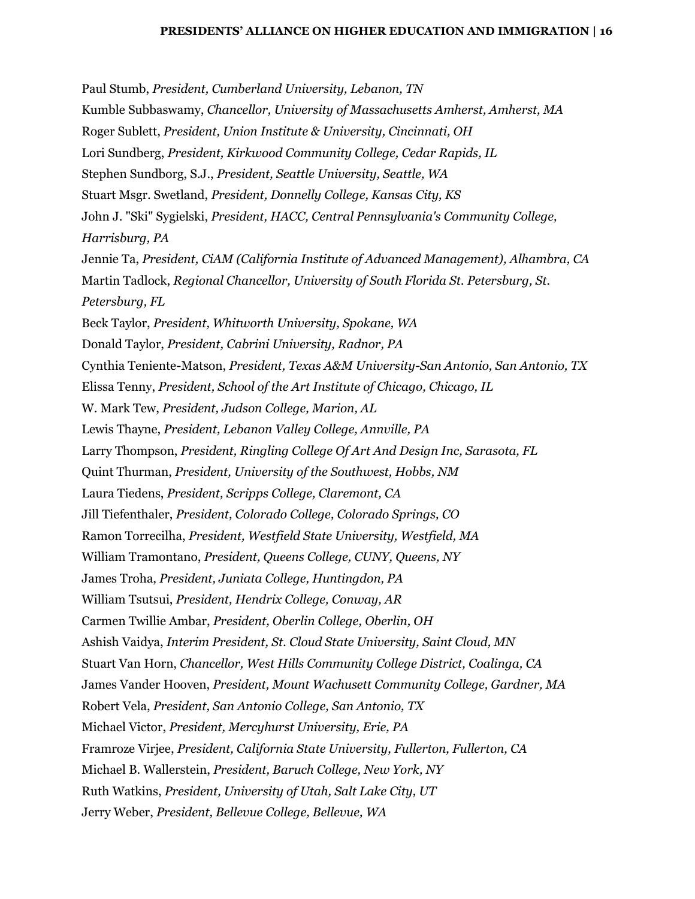Paul Stumb, *President, Cumberland University, Lebanon, TN*

Kumble Subbaswamy, *Chancellor, University of Massachusetts Amherst, Amherst, MA*

Roger Sublett, *President, Union Institute & University, Cincinnati, OH*

Lori Sundberg, *President, Kirkwood Community College, Cedar Rapids, IL*

Stephen Sundborg, S.J., *President, Seattle University, Seattle, WA*

Stuart Msgr. Swetland, *President, Donnelly College, Kansas City, KS*

John J. "Ski" Sygielski, *President, HACC, Central Pennsylvania's Community College, Harrisburg, PA*

Jennie Ta, *President, CiAM (California Institute of Advanced Management), Alhambra, CA*

Martin Tadlock, *Regional Chancellor, University of South Florida St. Petersburg, St. Petersburg, FL*

Beck Taylor, *President, Whitworth University, Spokane, WA*

Donald Taylor, *President, Cabrini University, Radnor, PA*

Cynthia Teniente-Matson, *President, Texas A&M University-San Antonio, San Antonio, TX*

Elissa Tenny, *President, School of the Art Institute of Chicago, Chicago, IL*

W. Mark Tew, *President, Judson College, Marion, AL*

Lewis Thayne, *President, Lebanon Valley College, Annville, PA*

Larry Thompson, *President, Ringling College Of Art And Design Inc, Sarasota, FL*

Quint Thurman, *President, University of the Southwest, Hobbs, NM*

Laura Tiedens, *President, Scripps College, Claremont, CA*

Jill Tiefenthaler, *President, Colorado College, Colorado Springs, CO*

Ramon Torrecilha, *President, Westfield State University, Westfield, MA*

William Tramontano, *President, Queens College, CUNY, Queens, NY*

James Troha, *President, Juniata College, Huntingdon, PA*

William Tsutsui, *President, Hendrix College, Conway, AR*

Carmen Twillie Ambar, *President, Oberlin College, Oberlin, OH*

Ashish Vaidya, *Interim President, St. Cloud State University, Saint Cloud, MN*

Stuart Van Horn, *Chancellor, West Hills Community College District, Coalinga, CA*

James Vander Hooven, *President, Mount Wachusett Community College, Gardner, MA*

Robert Vela, *President, San Antonio College, San Antonio, TX*

Michael Victor, *President, Mercyhurst University, Erie, PA*

Framroze Virjee, *President, California State University, Fullerton, Fullerton, CA*

Michael B. Wallerstein, *President, Baruch College, New York, NY*

Ruth Watkins, *President, University of Utah, Salt Lake City, UT*

Jerry Weber, *President, Bellevue College, Bellevue, WA*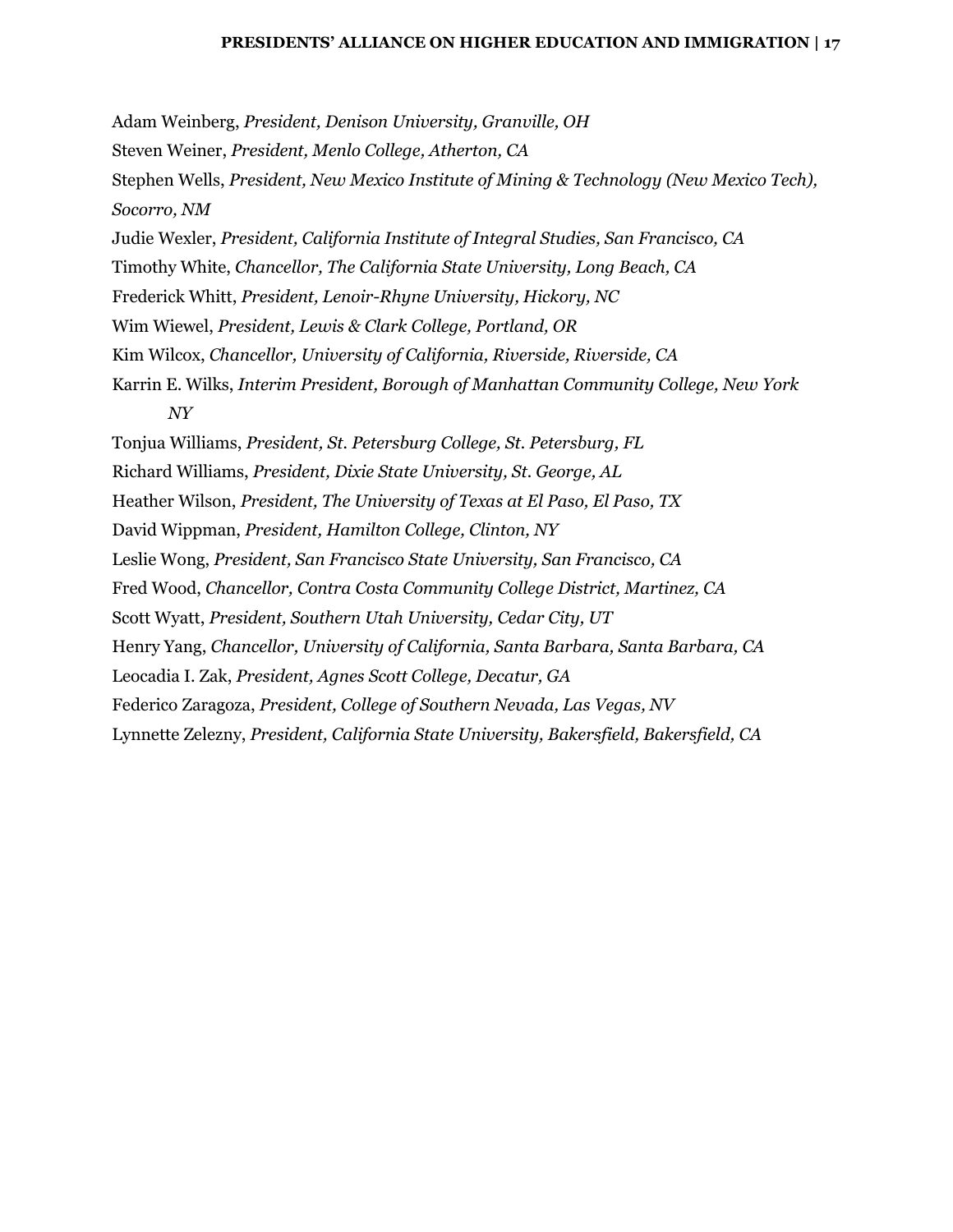Adam Weinberg, *President, Denison University, Granville, OH*

Steven Weiner, *President, Menlo College, Atherton, CA*

Stephen Wells, *President, New Mexico Institute of Mining & Technology (New Mexico Tech), Socorro, NM*

Judie Wexler, *President, California Institute of Integral Studies, San Francisco, CA*

Timothy White, *Chancellor, The California State University, Long Beach, CA*

Frederick Whitt, *President, Lenoir-Rhyne University, Hickory, NC*

Wim Wiewel, *President, Lewis & Clark College, Portland, OR*

Kim Wilcox, *Chancellor, University of California, Riverside, Riverside, CA*

Karrin E. Wilks, *Interim President, Borough of Manhattan Community College, New York NY*

Tonjua Williams, *President, St. Petersburg College, St. Petersburg, FL*

Richard Williams, *President, Dixie State University, St. George, AL*

Heather Wilson, *President, The University of Texas at El Paso, El Paso, TX*

David Wippman, *President, Hamilton College, Clinton, NY*

Leslie Wong, *President, San Francisco State University, San Francisco, CA*

Fred Wood, *Chancellor, Contra Costa Community College District, Martinez, CA*

Scott Wyatt, *President, Southern Utah University, Cedar City, UT*

Henry Yang, *Chancellor, University of California, Santa Barbara, Santa Barbara, CA*

Leocadia I. Zak, *President, Agnes Scott College, Decatur, GA*

Federico Zaragoza, *President, College of Southern Nevada, Las Vegas, NV*

Lynnette Zelezny, *President, California State University, Bakersfield, Bakersfield, CA*